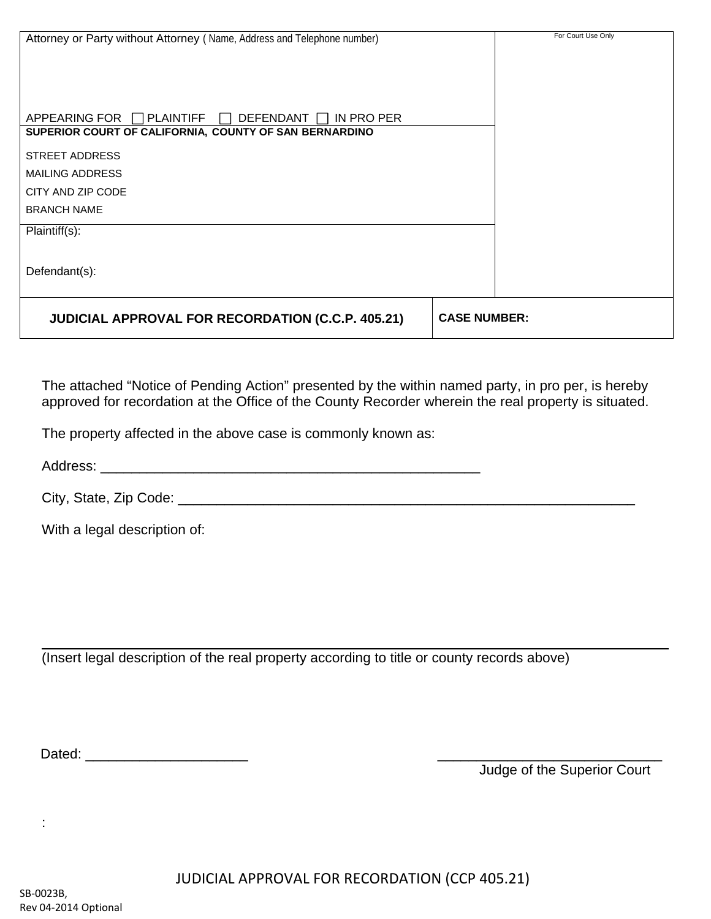| Attorney or Party without Attorney ( Name, Address and Telephone number) | For Court Use Only |
|---|---|
| APPEARING FOR ☐ PLAINTIFF ☐ DEFENDANT ☐ IN PRO PER | |
| **SUPERIOR COURT OF CALIFORNIA, COUNTY OF SAN BERNARDINO**<br>STREET ADDRESS<br>MAILING ADDRESS<br>CITY AND ZIP CODE<br>BRANCH NAME | |
| Plaintiff(s):<br><br>Defendant(s): | |
| **JUDICIAL APPROVAL FOR RECORDATION (C.C.P. 405.21)** | **CASE NUMBER:** |

The attached "Notice of Pending Action" presented by the within named party, in pro per, is hereby approved for recordation at the Office of the County Recorder wherein the real property is situated.

The property affected in the above case is commonly known as:

Address: ______________________________________________

City, State, Zip Code: ______________________________________________________

With a legal description of:

_______________________________________________________________________________

(Insert legal description of the real property according to title or county records above)

Dated: ____________________ ____________________________

Judge of the Superior Court

:

JUDICIAL APPROVAL FOR RECORDATION (CCP 405.21)

SB-0023B,
Rev 04-2014 Optional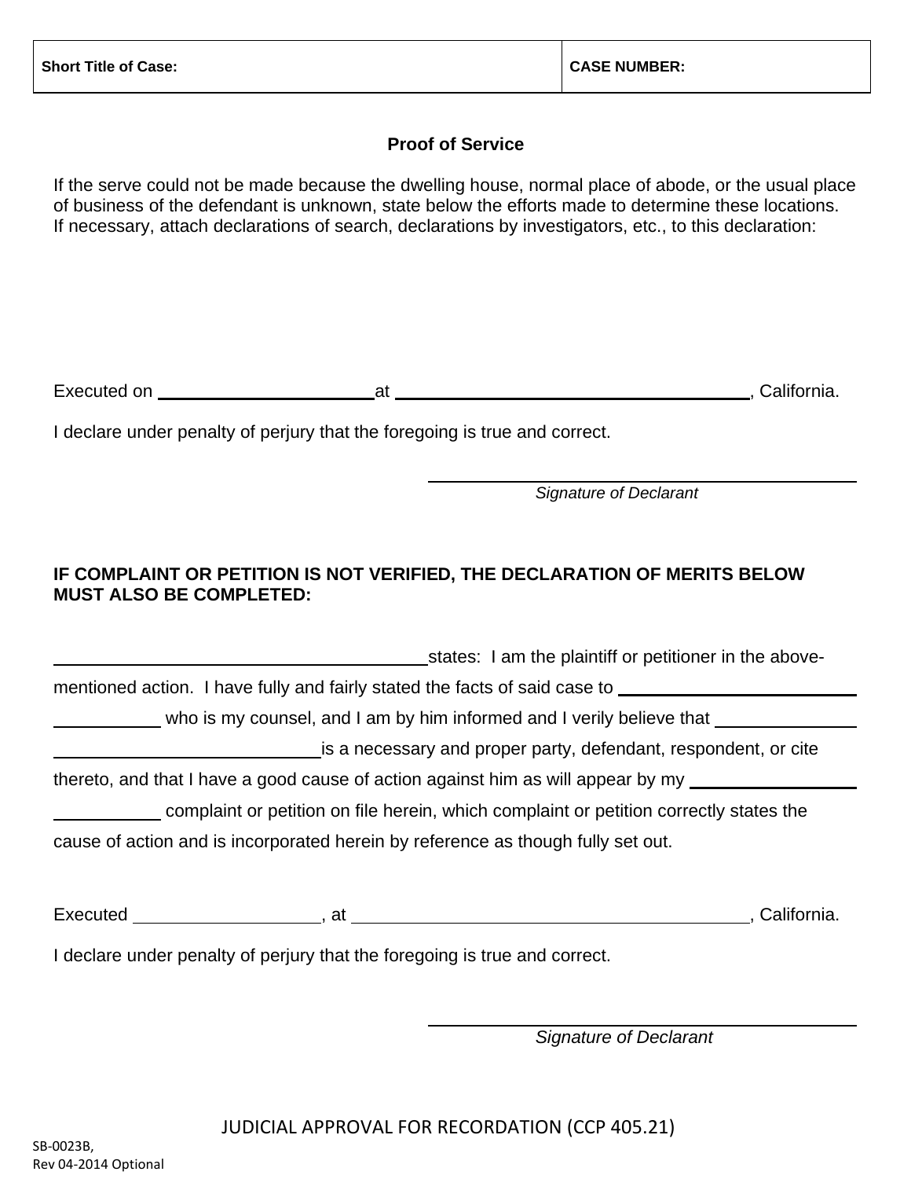| Short Title of Case: | CASE NUMBER: |
| --- | --- |

## Proof of Service

If the serve could not be made because the dwelling house, normal place of abode, or the usual place of business of the defendant is unknown, state below the efforts made to determine these locations. If necessary, attach declarations of search, declarations by investigators, etc., to this declaration:

Executed on ______________________ at ____________________________________, California.

I declare under penalty of perjury that the foregoing is true and correct.

_______________________________________
*Signature of Declarant*

**IF COMPLAINT OR PETITION IS NOT VERIFIED, THE DECLARATION OF MERITS BELOW MUST ALSO BE COMPLETED:**

_______________________________________ states: I am the plaintiff or petitioner in the above-mentioned action. I have fully and fairly stated the facts of said case to ________________________ ___________ who is my counsel, and I am by him informed and I verily believe that ______________ ____________________________ is a necessary and proper party, defendant, respondent, or cite thereto, and that I have a good cause of action against him as will appear by my _________________ ___________ complaint or petition on file herein, which complaint or petition correctly states the cause of action and is incorporated herein by reference as though fully set out.

Executed __________________, at ________________________________________, California.

I declare under penalty of perjury that the foregoing is true and correct.

_______________________________________
*Signature of Declarant*

JUDICIAL APPROVAL FOR RECORDATION (CCP 405.21)

SB-0023B,
Rev 04-2014 Optional